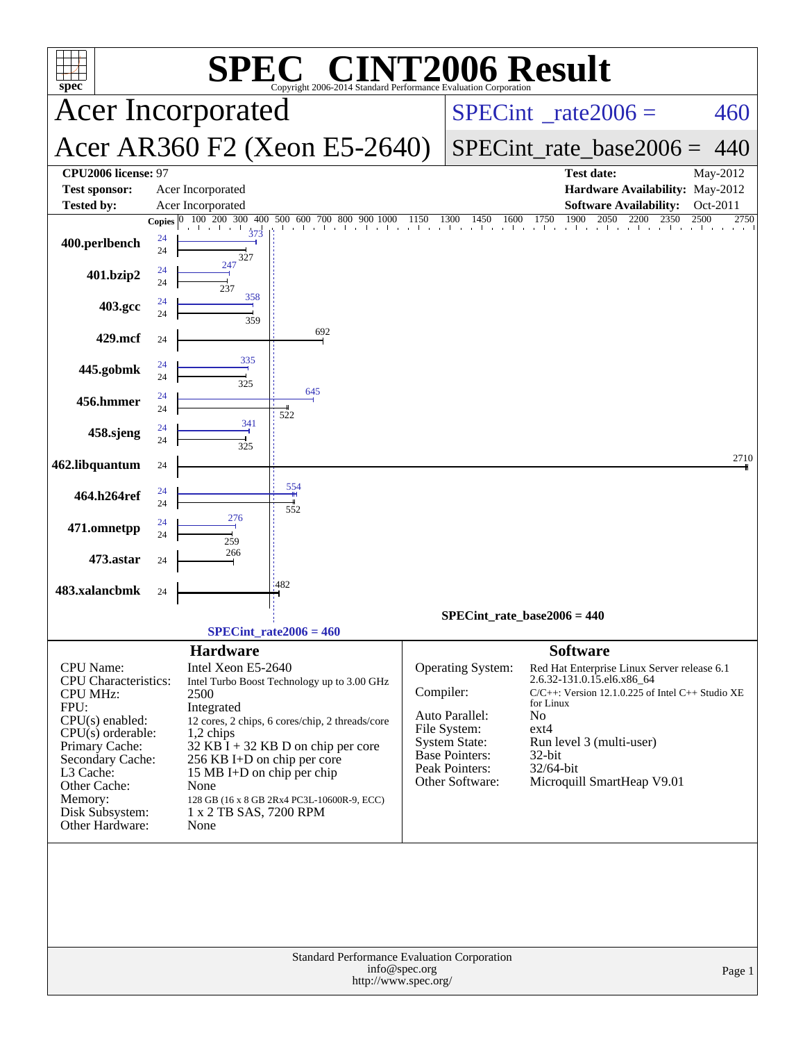# SPEC® CINT2006 Result

Copyright 2006-2014 Standard Performance Evaluation Corporation

## Acer Incorporated

## Acer AR360 F2 (Xeon E5-2640)

**SPECint_rate2006 = 460**

**SPECint_rate_base2006 = 440**

| | | | |
|---|---|---|---|
| **CPU2006 license:** 97 | | **Test date:** | May-2012 |
| **Test sponsor:** | Acer Incorporated | **Hardware Availability:** | May-2012 |
| **Tested by:** | Acer Incorporated | **Software Availability:** | Oct-2011 |

| Benchmark | Copies (peak) | Copies (base) | Peak | Base |
|---|---|---|---|---|
| 400.perlbench | 24 | 24 | 373 | 327 |
| 401.bzip2 | 24 | 24 | 247 | 237 |
| 403.gcc | 24 | 24 | 358 | 359 |
| 429.mcf | | 24 | | 692 |
| 445.gobmk | 24 | 24 | 335 | 325 |
| 456.hmmer | 24 | 24 | 645 | 522 |
| 458.sjeng | 24 | 24 | 341 | 325 |
| 462.libquantum | | 24 | | 2710 |
| 464.h264ref | 24 | 24 | 554 | 552 |
| 471.omnetpp | 24 | 24 | 276 | 259 |
| 473.astar | | 24 | | 266 |
| 483.xalancbmk | | 24 | | 482 |

SPECint_rate_base2006 = 440

SPECint_rate2006 = 460

## Hardware

| | |
|---|---|
| CPU Name: | Intel Xeon E5-2640 |
| CPU Characteristics: | Intel Turbo Boost Technology up to 3.00 GHz |
| CPU MHz: | 2500 |
| FPU: | Integrated |
| CPU(s) enabled: | 12 cores, 2 chips, 6 cores/chip, 2 threads/core |
| CPU(s) orderable: | 1,2 chips |
| Primary Cache: | 32 KB I + 32 KB D on chip per core |
| Secondary Cache: | 256 KB I+D on chip per core |
| L3 Cache: | 15 MB I+D on chip per chip |
| Other Cache: | None |
| Memory: | 128 GB (16 x 8 GB 2Rx4 PC3L-10600R-9, ECC) |
| Disk Subsystem: | 1 x 2 TB SAS, 7200 RPM |
| Other Hardware: | None |

## Software

| | |
|---|---|
| Operating System: | Red Hat Enterprise Linux Server release 6.1 2.6.32-131.0.15.el6.x86_64 |
| Compiler: | C/C++: Version 12.1.0.225 of Intel C++ Studio XE for Linux |
| Auto Parallel: | No |
| File System: | ext4 |
| System State: | Run level 3 (multi-user) |
| Base Pointers: | 32-bit |
| Peak Pointers: | 32/64-bit |
| Other Software: | Microquill SmartHeap V9.01 |

Standard Performance Evaluation Corporation
info@spec.org
http://www.spec.org/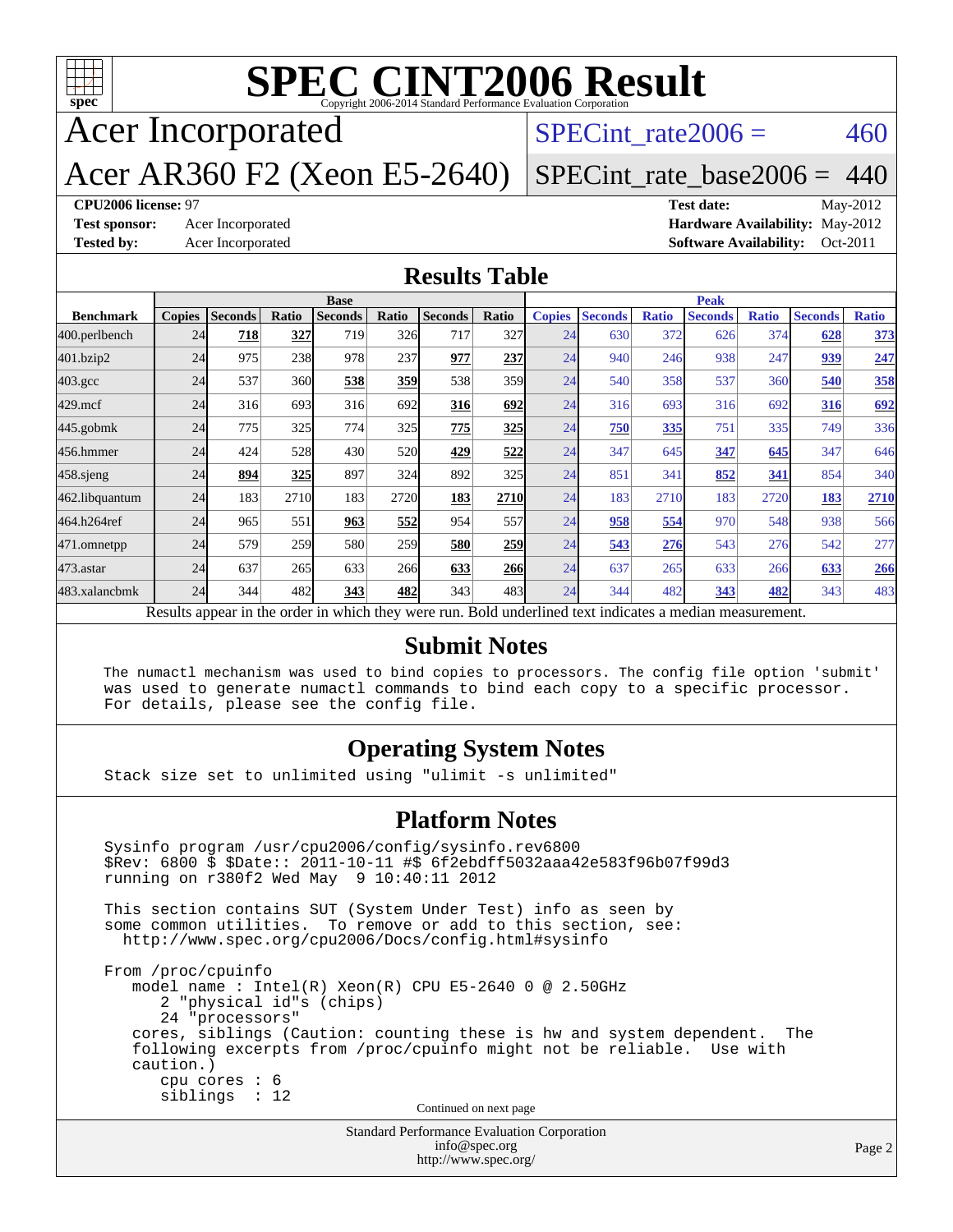# SPEC CINT2006 Result

Copyright 2006-2014 Standard Performance Evaluation Corporation

## Acer Incorporated

## Acer AR360 F2 (Xeon E5-2640)

SPECint_rate2006 = 460

SPECint_rate_base2006 = 440

**CPU2006 license:** 97
**Test sponsor:** Acer Incorporated
**Tested by:** Acer Incorporated

**Test date:** May-2012
**Hardware Availability:** May-2012
**Software Availability:** Oct-2011

## Results Table

| | Base | | | | | | | Peak | | | | | | |
|---|---|---|---|---|---|---|---|---|---|---|---|---|---|---|
| **Benchmark** | **Copies** | **Seconds** | **Ratio** | **Seconds** | **Ratio** | **Seconds** | **Ratio** | **Copies** | **Seconds** | **Ratio** | **Seconds** | **Ratio** | **Seconds** | **Ratio** |
| 400.perlbench | 24 | **718** | **327** | 719 | 326 | 717 | 327 | 24 | 630 | 372 | 626 | 374 | **628** | **373** |
| 401.bzip2 | 24 | 975 | 238 | 978 | 237 | **977** | **237** | 24 | 940 | 246 | 938 | 247 | **939** | **247** |
| 403.gcc | 24 | 537 | 360 | **538** | **359** | 538 | 359 | 24 | 540 | 358 | 537 | 360 | **540** | **358** |
| 429.mcf | 24 | 316 | 693 | 316 | 692 | **316** | **692** | 24 | 316 | 693 | 316 | 692 | **316** | **692** |
| 445.gobmk | 24 | 775 | 325 | 774 | 325 | **775** | **325** | 24 | **750** | **335** | 751 | 335 | 749 | 336 |
| 456.hmmer | 24 | 424 | 528 | 430 | 520 | **429** | **522** | 24 | 347 | 645 | **347** | **645** | 347 | 646 |
| 458.sjeng | 24 | **894** | **325** | 897 | 324 | 892 | 325 | 24 | 851 | 341 | **852** | **341** | 854 | 340 |
| 462.libquantum | 24 | 183 | 2710 | 183 | 2720 | **183** | **2710** | 24 | 183 | 2710 | 183 | 2720 | **183** | **2710** |
| 464.h264ref | 24 | 965 | 551 | **963** | **552** | 954 | 557 | 24 | **958** | **554** | 970 | 548 | 938 | 566 |
| 471.omnetpp | 24 | 579 | 259 | 580 | 259 | **580** | **259** | 24 | **543** | **276** | 543 | 276 | 542 | 277 |
| 473.astar | 24 | 637 | 265 | 633 | 266 | **633** | **266** | 24 | 637 | 265 | 633 | 266 | **633** | **266** |
| 483.xalancbmk | 24 | 344 | 482 | **343** | **482** | 343 | 483 | 24 | 344 | 482 | **343** | **482** | 343 | 483 |

Results appear in the order in which they were run. Bold underlined text indicates a median measurement.

## Submit Notes

```
The numactl mechanism was used to bind copies to processors. The config file option 'submit'
was used to generate numactl commands to bind each copy to a specific processor.
For details, please see the config file.
```

## Operating System Notes

```
Stack size set to unlimited using "ulimit -s unlimited"
```

## Platform Notes

```
Sysinfo program /usr/cpu2006/config/sysinfo.rev6800
$Rev: 6800 $ $Date:: 2011-10-11 #$ 6f2ebdff5032aaa42e583f96b07f99d3
running on r380f2 Wed May  9 10:40:11 2012

This section contains SUT (System Under Test) info as seen by
some common utilities.  To remove or add to this section, see:
  http://www.spec.org/cpu2006/Docs/config.html#sysinfo

From /proc/cpuinfo
   model name : Intel(R) Xeon(R) CPU E5-2640 0 @ 2.50GHz
      2 "physical id"s (chips)
      24 "processors"
   cores, siblings (Caution: counting these is hw and system dependent.  The
   following excerpts from /proc/cpuinfo might not be reliable.  Use with
   caution.)
      cpu cores : 6
      siblings  : 12
```

Continued on next page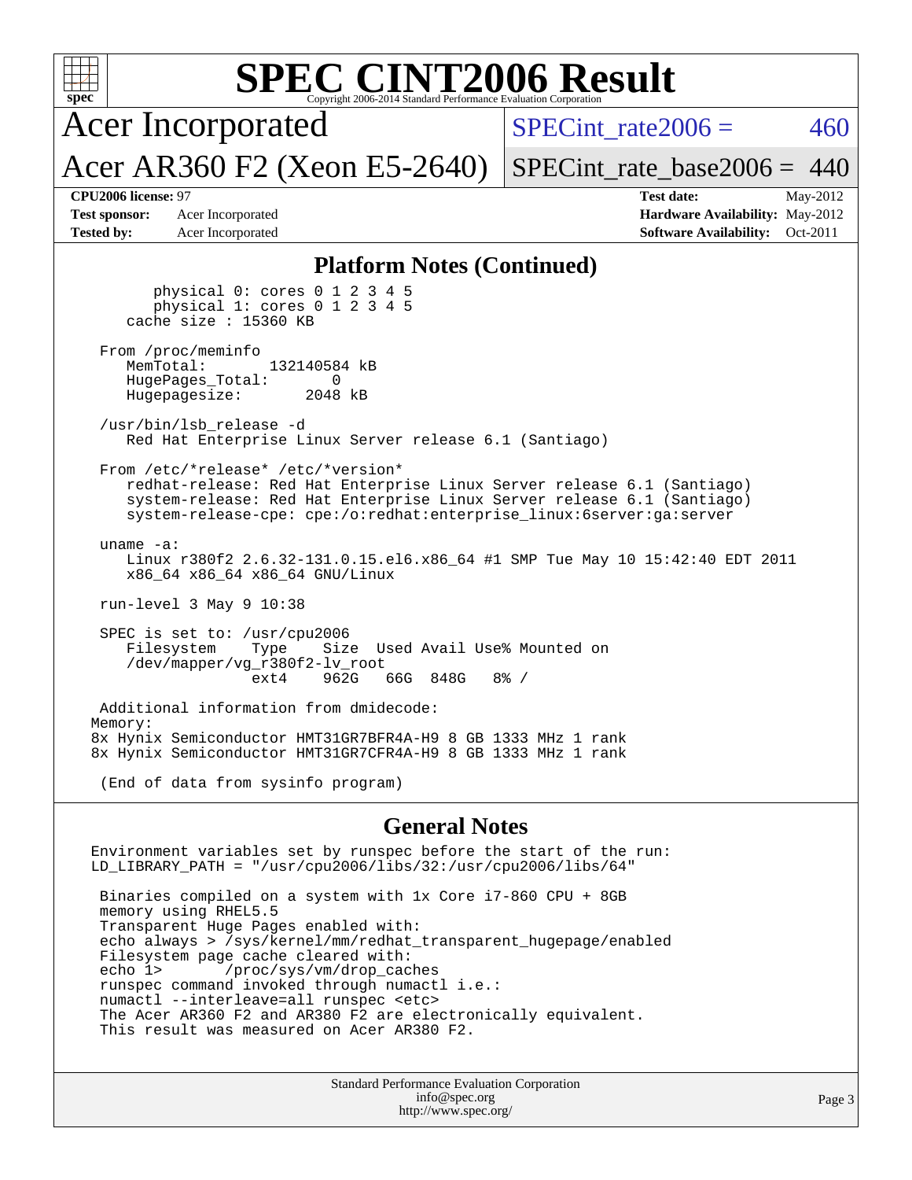# SPEC CINT2006 Result

Copyright 2006-2014 Standard Performance Evaluation Corporation

**Acer Incorporated**

**Acer AR360 F2 (Xeon E5-2640)**

SPECint_rate2006 = 460

SPECint_rate_base2006 = 440

**CPU2006 license:** 97
**Test sponsor:** Acer Incorporated
**Tested by:** Acer Incorporated

**Test date:** May-2012
**Hardware Availability:** May-2012
**Software Availability:** Oct-2011

## Platform Notes (Continued)

```
        physical 0: cores 0 1 2 3 4 5
        physical 1: cores 0 1 2 3 4 5
     cache size : 15360 KB

  From /proc/meminfo
     MemTotal:       132140584 kB
     HugePages_Total:       0
     Hugepagesize:       2048 kB

  /usr/bin/lsb_release -d
     Red Hat Enterprise Linux Server release 6.1 (Santiago)

  From /etc/*release* /etc/*version*
     redhat-release: Red Hat Enterprise Linux Server release 6.1 (Santiago)
     system-release: Red Hat Enterprise Linux Server release 6.1 (Santiago)
     system-release-cpe: cpe:/o:redhat:enterprise_linux:6server:ga:server

  uname -a:
     Linux r380f2 2.6.32-131.0.15.el6.x86_64 #1 SMP Tue May 10 15:42:40 EDT 2011
     x86_64 x86_64 x86_64 GNU/Linux

  run-level 3 May 9 10:38

  SPEC is set to: /usr/cpu2006
     Filesystem    Type    Size  Used Avail Use% Mounted on
     /dev/mapper/vg_r380f2-lv_root
                   ext4    962G   66G  848G   8% /

  Additional information from dmidecode:
Memory:
8x Hynix Semiconductor HMT31GR7BFR4A-H9 8 GB 1333 MHz 1 rank
8x Hynix Semiconductor HMT31GR7CFR4A-H9 8 GB 1333 MHz 1 rank

  (End of data from sysinfo program)
```

## General Notes

```
Environment variables set by runspec before the start of the run:
LD_LIBRARY_PATH = "/usr/cpu2006/libs/32:/usr/cpu2006/libs/64"

 Binaries compiled on a system with 1x Core i7-860 CPU + 8GB
 memory using RHEL5.5
 Transparent Huge Pages enabled with:
 echo always > /sys/kernel/mm/redhat_transparent_hugepage/enabled
 Filesystem page cache cleared with:
 echo 1>       /proc/sys/vm/drop_caches
 runspec command invoked through numactl i.e.:
 numactl --interleave=all runspec <etc>
 The Acer AR360 F2 and AR380 F2 are electronically equivalent.
 This result was measured on Acer AR380 F2.
```

Standard Performance Evaluation Corporation
info@spec.org
http://www.spec.org/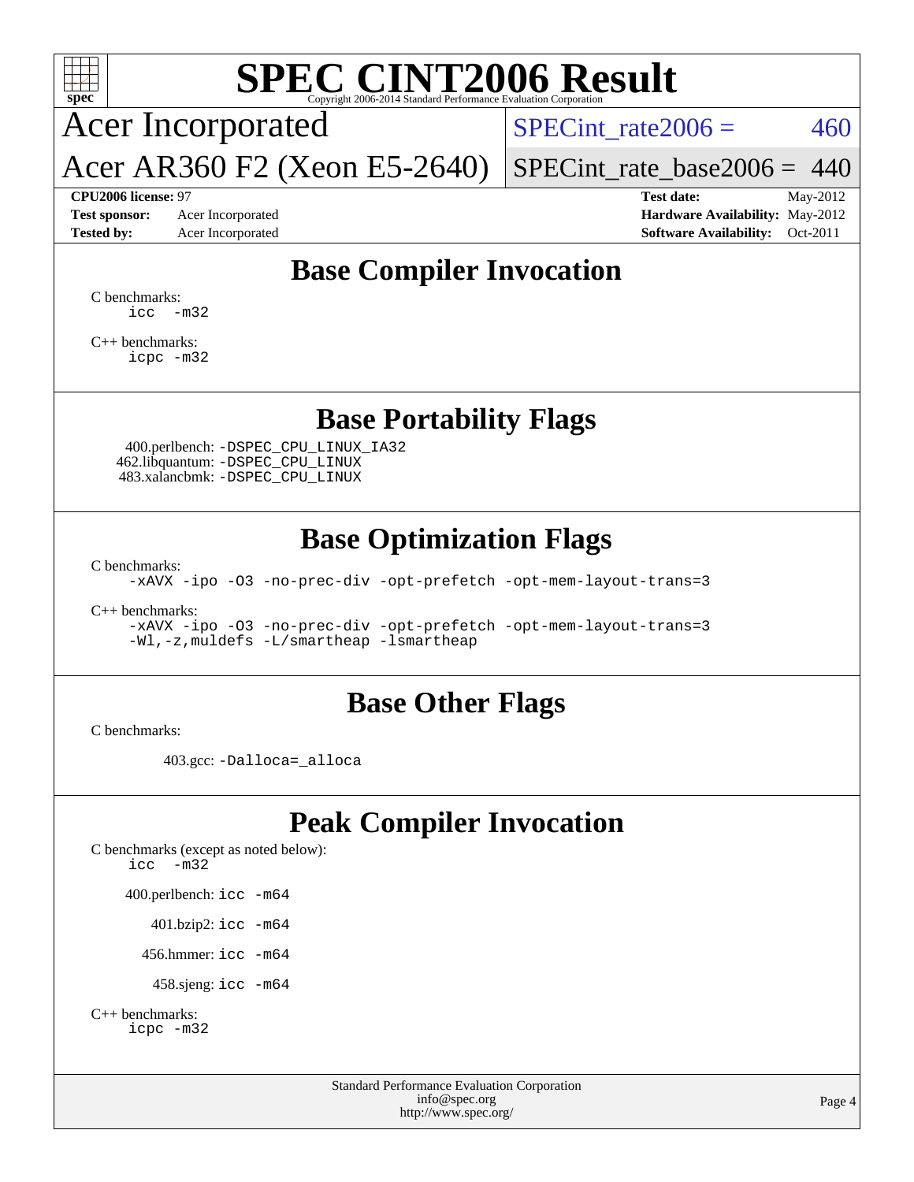# SPEC CINT2006 Result

Copyright 2006-2014 Standard Performance Evaluation Corporation

**Acer Incorporated**

**Acer AR360 F2 (Xeon E5-2640)**

SPECint_rate2006 = 460

SPECint_rate_base2006 = 440

**CPU2006 license:** 97
**Test sponsor:** Acer Incorporated
**Tested by:** Acer Incorporated

**Test date:** May-2012
**Hardware Availability:** May-2012
**Software Availability:** Oct-2011

## Base Compiler Invocation

C benchmarks:

```
icc -m32
```

C++ benchmarks:

```
icpc -m32
```

## Base Portability Flags

400.perlbench: `-DSPEC_CPU_LINUX_IA32`
462.libquantum: `-DSPEC_CPU_LINUX`
483.xalancbmk: `-DSPEC_CPU_LINUX`

## Base Optimization Flags

C benchmarks:

```
-xAVX -ipo -O3 -no-prec-div -opt-prefetch -opt-mem-layout-trans=3
```

C++ benchmarks:

```
-xAVX -ipo -O3 -no-prec-div -opt-prefetch -opt-mem-layout-trans=3
-Wl,-z,muldefs -L/smartheap -lsmartheap
```

## Base Other Flags

C benchmarks:

403.gcc: `-Dalloca=_alloca`

## Peak Compiler Invocation

C benchmarks (except as noted below):

```
icc -m32
```

400.perlbench: `icc -m64`

401.bzip2: `icc -m64`

456.hmmer: `icc -m64`

458.sjeng: `icc -m64`

C++ benchmarks:

```
icpc -m32
```

Standard Performance Evaluation Corporation
info@spec.org
http://www.spec.org/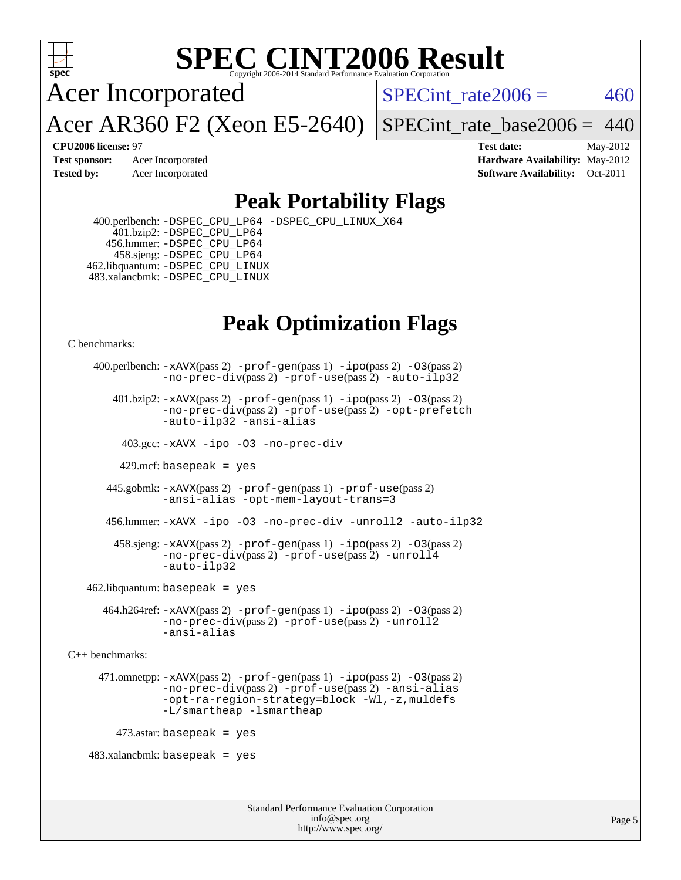# SPEC CINT2006 Result

Copyright 2006-2014 Standard Performance Evaluation Corporation

**Acer Incorporated**

**Acer AR360 F2 (Xeon E5-2640)**

SPECint_rate2006 = 460

SPECint_rate_base2006 = 440

**CPU2006 license:** 97
**Test sponsor:** Acer Incorporated
**Tested by:** Acer Incorporated

**Test date:** May-2012
**Hardware Availability:** May-2012
**Software Availability:** Oct-2011

## Peak Portability Flags

400.perlbench: -DSPEC_CPU_LP64 -DSPEC_CPU_LINUX_X64
401.bzip2: -DSPEC_CPU_LP64
456.hmmer: -DSPEC_CPU_LP64
458.sjeng: -DSPEC_CPU_LP64
462.libquantum: -DSPEC_CPU_LINUX
483.xalancbmk: -DSPEC_CPU_LINUX

## Peak Optimization Flags

C benchmarks:

400.perlbench: -xAVX(pass 2) -prof-gen(pass 1) -ipo(pass 2) -O3(pass 2) -no-prec-div(pass 2) -prof-use(pass 2) -auto-ilp32

401.bzip2: -xAVX(pass 2) -prof-gen(pass 1) -ipo(pass 2) -O3(pass 2) -no-prec-div(pass 2) -prof-use(pass 2) -opt-prefetch -auto-ilp32 -ansi-alias

403.gcc: -xAVX -ipo -O3 -no-prec-div

429.mcf: basepeak = yes

445.gobmk: -xAVX(pass 2) -prof-gen(pass 1) -prof-use(pass 2) -ansi-alias -opt-mem-layout-trans=3

456.hmmer: -xAVX -ipo -O3 -no-prec-div -unroll2 -auto-ilp32

458.sjeng: -xAVX(pass 2) -prof-gen(pass 1) -ipo(pass 2) -O3(pass 2) -no-prec-div(pass 2) -prof-use(pass 2) -unroll4 -auto-ilp32

462.libquantum: basepeak = yes

464.h264ref: -xAVX(pass 2) -prof-gen(pass 1) -ipo(pass 2) -O3(pass 2) -no-prec-div(pass 2) -prof-use(pass 2) -unroll2 -ansi-alias

C++ benchmarks:

471.omnetpp: -xAVX(pass 2) -prof-gen(pass 1) -ipo(pass 2) -O3(pass 2) -no-prec-div(pass 2) -prof-use(pass 2) -ansi-alias -opt-ra-region-strategy=block -Wl,-z,muldefs -L/smartheap -lsmartheap

473.astar: basepeak = yes

483.xalancbmk: basepeak = yes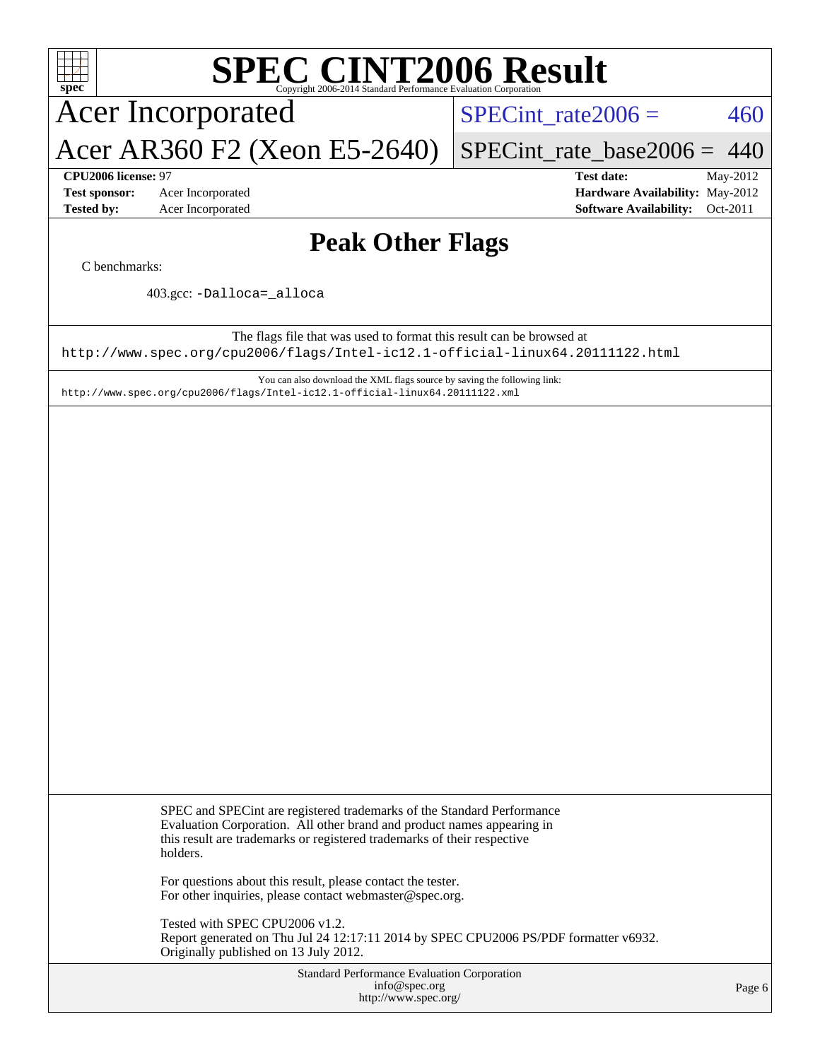# SPEC CINT2006 Result

Copyright 2006-2014 Standard Performance Evaluation Corporation

Acer Incorporated

Acer AR360 F2 (Xeon E5-2640)

SPECint_rate2006 = 460

SPECint_rate_base2006 = 440

**CPU2006 license:** 97
**Test sponsor:** Acer Incorporated
**Tested by:** Acer Incorporated

**Test date:** May-2012
**Hardware Availability:** May-2012
**Software Availability:** Oct-2011

## Peak Other Flags

C benchmarks:

403.gcc: -Dalloca=_alloca

The flags file that was used to format this result can be browsed at
http://www.spec.org/cpu2006/flags/Intel-ic12.1-official-linux64.20111122.html

You can also download the XML flags source by saving the following link:
http://www.spec.org/cpu2006/flags/Intel-ic12.1-official-linux64.20111122.xml

SPEC and SPECint are registered trademarks of the Standard Performance Evaluation Corporation. All other brand and product names appearing in this result are trademarks or registered trademarks of their respective holders.

For questions about this result, please contact the tester.
For other inquiries, please contact webmaster@spec.org.

Tested with SPEC CPU2006 v1.2.
Report generated on Thu Jul 24 12:17:11 2014 by SPEC CPU2006 PS/PDF formatter v6932.
Originally published on 13 July 2012.

Standard Performance Evaluation Corporation
info@spec.org
http://www.spec.org/